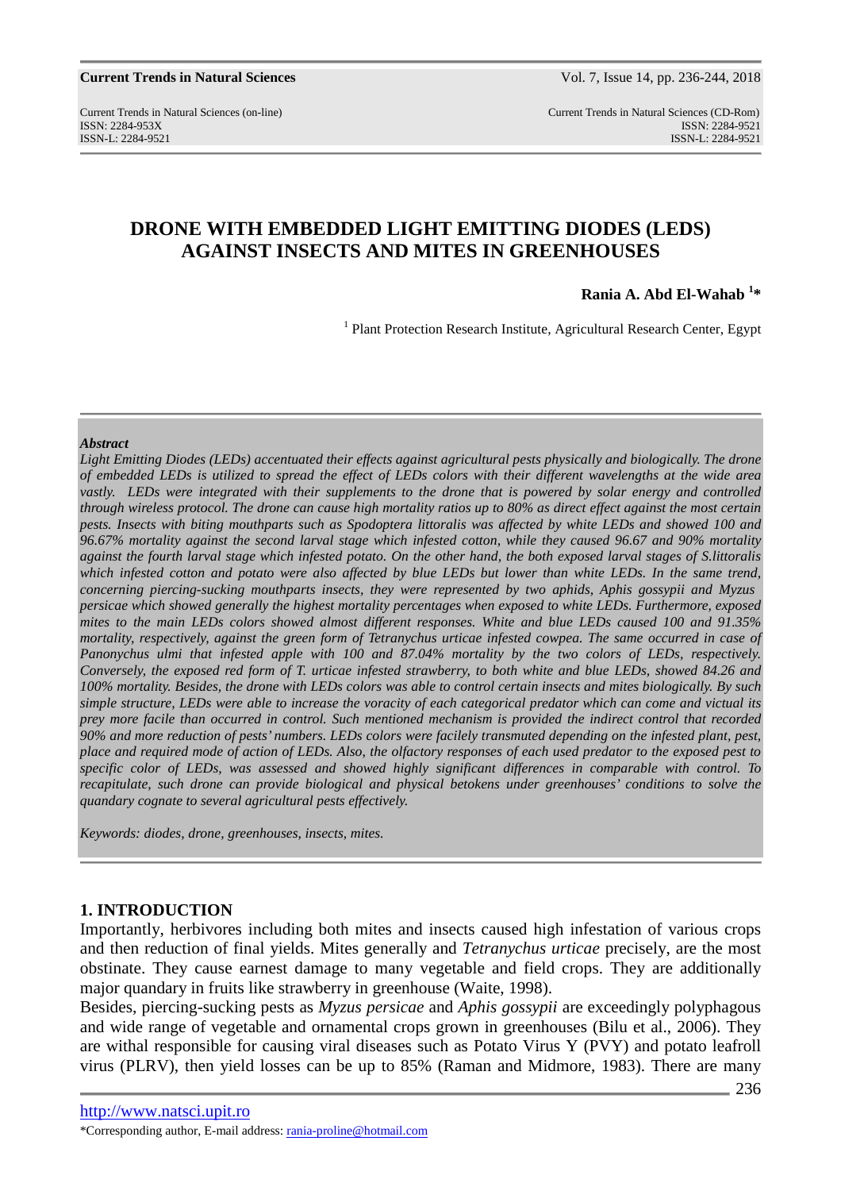# DRONE WITH EMBEDDED LIGHT EMITTING DIODES (LEDS) AGAINST INSECTS AND MITES IN GREENHOUSES

**Rania A. Abd El-Wahab [1]***

[1] Plant Protection Research Institute, Agricultural Research Center, Egypt

***Abstract***

*Light Emitting Diodes (LEDs) accentuated their effects against agricultural pests physically and biologically. The drone of embedded LEDs is utilized to spread the effect of LEDs colors with their different wavelengths at the wide area vastly. LEDs were integrated with their supplements to the drone that is powered by solar energy and controlled through wireless protocol. The drone can cause high mortality ratios up to 80% as direct effect against the most certain pests. Insects with biting mouthparts such as Spodoptera littoralis was affected by white LEDs and showed 100 and 96.67% mortality against the second larval stage which infested cotton, while they caused 96.67 and 90% mortality against the fourth larval stage which infested potato. On the other hand, the both exposed larval stages of S.littoralis which infested cotton and potato were also affected by blue LEDs but lower than white LEDs. In the same trend, concerning piercing-sucking mouthparts insects, they were represented by two aphids, Aphis gossypii and Myzus persicae which showed generally the highest mortality percentages when exposed to white LEDs. Furthermore, exposed mites to the main LEDs colors showed almost different responses. White and blue LEDs caused 100 and 91.35% mortality, respectively, against the green form of Tetranychus urticae infested cowpea. The same occurred in case of Panonychus ulmi that infested apple with 100 and 87.04% mortality by the two colors of LEDs, respectively. Conversely, the exposed red form of T. urticae infested strawberry, to both white and blue LEDs, showed 84.26 and 100% mortality. Besides, the drone with LEDs colors was able to control certain insects and mites biologically. By such simple structure, LEDs were able to increase the voracity of each categorical predator which can come and victual its prey more facile than occurred in control. Such mentioned mechanism is provided the indirect control that recorded 90% and more reduction of pests' numbers. LEDs colors were facilely transmuted depending on the infested plant, pest, place and required mode of action of LEDs. Also, the olfactory responses of each used predator to the exposed pest to specific color of LEDs, was assessed and showed highly significant differences in comparable with control. To recapitulate, such drone can provide biological and physical betokens under greenhouses' conditions to solve the quandary cognate to several agricultural pests effectively.*

*Keywords: diodes, drone, greenhouses, insects, mites.*

## 1. INTRODUCTION

Importantly, herbivores including both mites and insects caused high infestation of various crops and then reduction of final yields. Mites generally and *Tetranychus urticae* precisely, are the most obstinate. They cause earnest damage to many vegetable and field crops. They are additionally major quandary in fruits like strawberry in greenhouse (Waite, 1998).

Besides, piercing-sucking pests as *Myzus persicae* and *Aphis gossypii* are exceedingly polyphagous and wide range of vegetable and ornamental crops grown in greenhouses (Bilu et al., 2006). They are withal responsible for causing viral diseases such as Potato Virus Y (PVY) and potato leafroll virus (PLRV), then yield losses can be up to 85% (Raman and Midmore, 1983). There are many

http://www.natsci.upit.ro

*Corresponding author, E-mail address: rania-proline@hotmail.com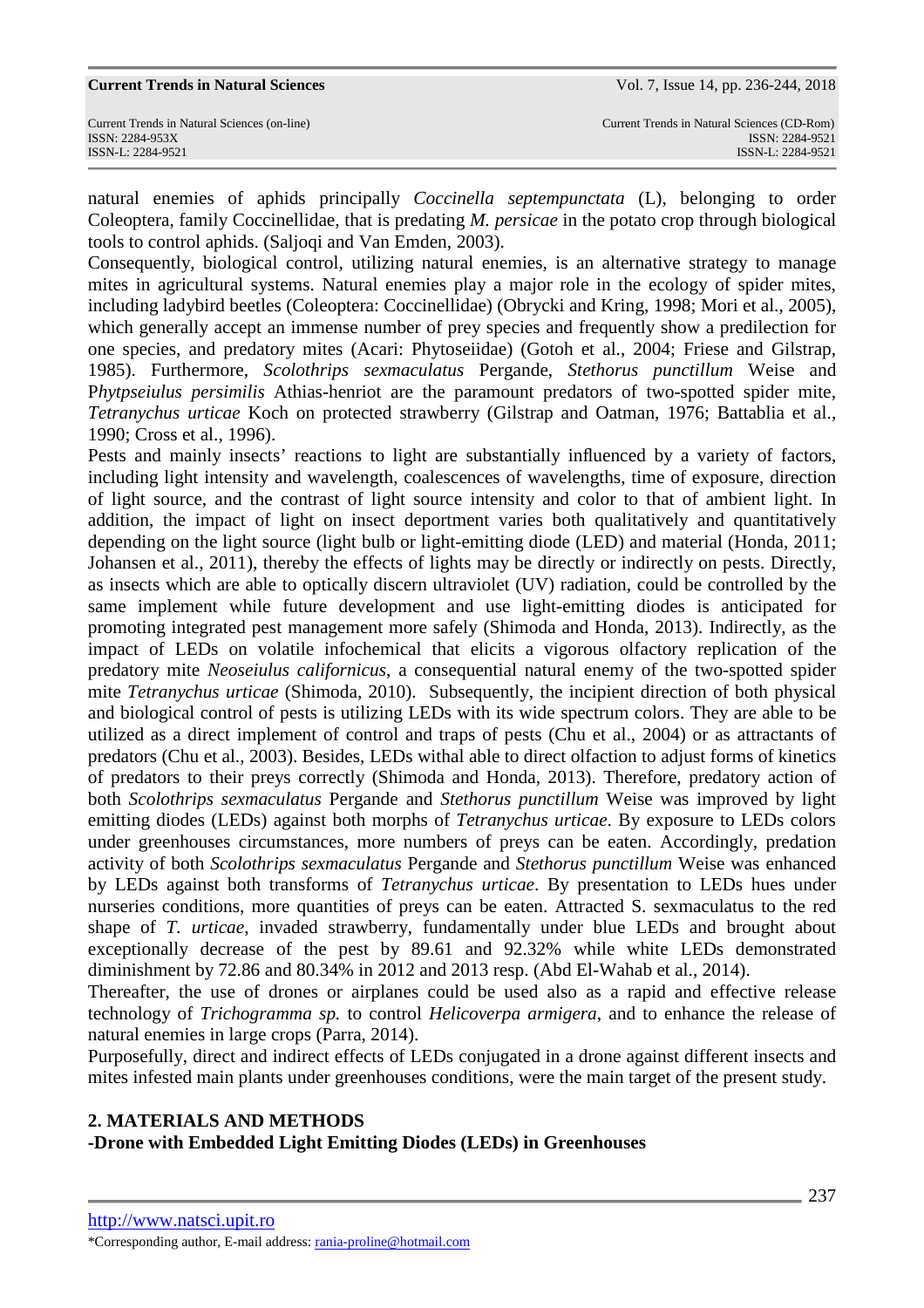natural enemies of aphids principally *Coccinella septempunctata* (L), belonging to order Coleoptera, family Coccinellidae, that is predating *M. persicae* in the potato crop through biological tools to control aphids. (Saljoqi and Van Emden, 2003).

Consequently, biological control, utilizing natural enemies, is an alternative strategy to manage mites in agricultural systems. Natural enemies play a major role in the ecology of spider mites, including ladybird beetles (Coleoptera: Coccinellidae) (Obrycki and Kring, 1998; Mori et al., 2005), which generally accept an immense number of prey species and frequently show a predilection for one species, and predatory mites (Acari: Phytoseiidae) (Gotoh et al., 2004; Friese and Gilstrap, 1985). Furthermore, *Scolothrips sexmaculatus* Pergande, *Stethorus punctillum* Weise and P*hytpseiulus persimilis* Athias-henriot are the paramount predators of two-spotted spider mite, *Tetranychus urticae* Koch on protected strawberry (Gilstrap and Oatman, 1976; Battablia et al., 1990; Cross et al., 1996).

Pests and mainly insects' reactions to light are substantially influenced by a variety of factors, including light intensity and wavelength, coalescences of wavelengths, time of exposure, direction of light source, and the contrast of light source intensity and color to that of ambient light. In addition, the impact of light on insect deportment varies both qualitatively and quantitatively depending on the light source (light bulb or light-emitting diode (LED) and material (Honda, 2011; Johansen et al., 2011), thereby the effects of lights may be directly or indirectly on pests. Directly, as insects which are able to optically discern ultraviolet (UV) radiation, could be controlled by the same implement while future development and use light-emitting diodes is anticipated for promoting integrated pest management more safely (Shimoda and Honda, 2013). Indirectly, as the impact of LEDs on volatile infochemical that elicits a vigorous olfactory replication of the predatory mite *Neoseiulus californicus*, a consequential natural enemy of the two-spotted spider mite *Tetranychus urticae* (Shimoda, 2010). Subsequently, the incipient direction of both physical and biological control of pests is utilizing LEDs with its wide spectrum colors. They are able to be utilized as a direct implement of control and traps of pests (Chu et al., 2004) or as attractants of predators (Chu et al., 2003). Besides, LEDs withal able to direct olfaction to adjust forms of kinetics of predators to their preys correctly (Shimoda and Honda, 2013). Therefore, predatory action of both *Scolothrips sexmaculatus* Pergande and *Stethorus punctillum* Weise was improved by light emitting diodes (LEDs) against both morphs of *Tetranychus urticae*. By exposure to LEDs colors under greenhouses circumstances, more numbers of preys can be eaten. Accordingly, predation activity of both *Scolothrips sexmaculatus* Pergande and *Stethorus punctillum* Weise was enhanced by LEDs against both transforms of *Tetranychus urticae*. By presentation to LEDs hues under nurseries conditions, more quantities of preys can be eaten. Attracted S. sexmaculatus to the red shape of *T. urticae*, invaded strawberry, fundamentally under blue LEDs and brought about exceptionally decrease of the pest by 89.61 and 92.32% while white LEDs demonstrated diminishment by 72.86 and 80.34% in 2012 and 2013 resp. (Abd El-Wahab et al., 2014).

Thereafter, the use of drones or airplanes could be used also as a rapid and effective release technology of *Trichogramma sp.* to control *Helicoverpa armigera,* and to enhance the release of natural enemies in large crops (Parra, 2014).

Purposefully, direct and indirect effects of LEDs conjugated in a drone against different insects and mites infested main plants under greenhouses conditions, were the main target of the present study.

## 2. MATERIALS AND METHODS

### -Drone with Embedded Light Emitting Diodes (LEDs) in Greenhouses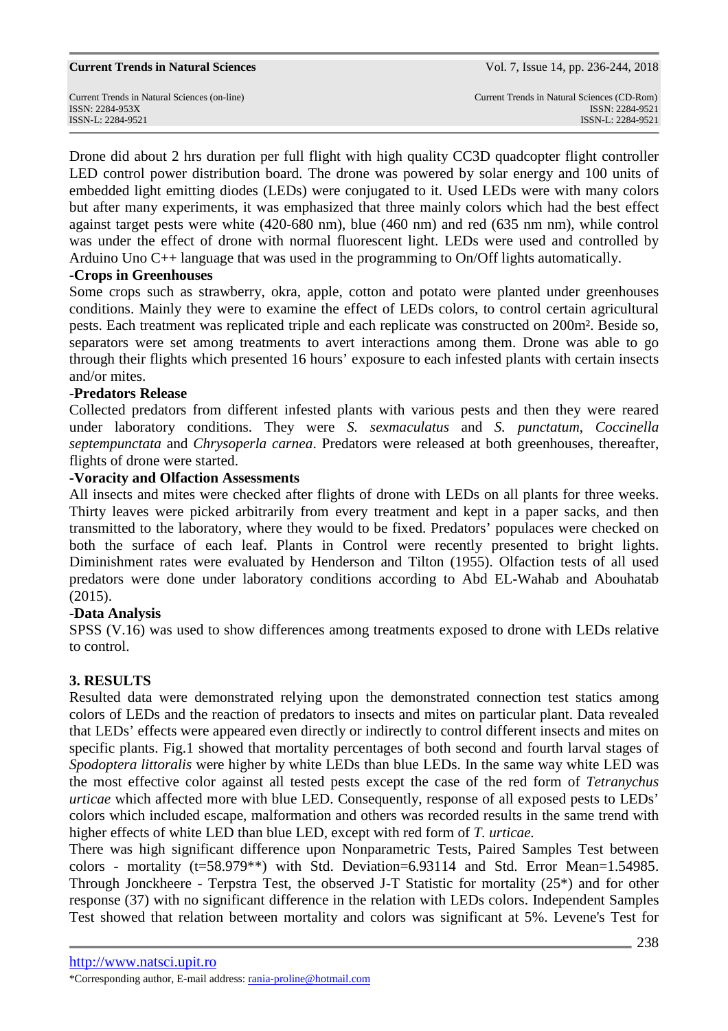Drone did about 2 hrs duration per full flight with high quality CC3D quadcopter flight controller LED control power distribution board. The drone was powered by solar energy and 100 units of embedded light emitting diodes (LEDs) were conjugated to it. Used LEDs were with many colors but after many experiments, it was emphasized that three mainly colors which had the best effect against target pests were white (420-680 nm), blue (460 nm) and red (635 nm nm), while control was under the effect of drone with normal fluorescent light. LEDs were used and controlled by Arduino Uno C++ language that was used in the programming to On/Off lights automatically.

**-Crops in Greenhouses**

Some crops such as strawberry, okra, apple, cotton and potato were planted under greenhouses conditions. Mainly they were to examine the effect of LEDs colors, to control certain agricultural pests. Each treatment was replicated triple and each replicate was constructed on 200m². Beside so, separators were set among treatments to avert interactions among them. Drone was able to go through their flights which presented 16 hours' exposure to each infested plants with certain insects and/or mites.

**-Predators Release**

Collected predators from different infested plants with various pests and then they were reared under laboratory conditions. They were *S. sexmaculatus* and *S. punctatum*, *Coccinella septempunctata* and *Chrysoperla carnea*. Predators were released at both greenhouses, thereafter, flights of drone were started.

**-Voracity and Olfaction Assessments**

All insects and mites were checked after flights of drone with LEDs on all plants for three weeks. Thirty leaves were picked arbitrarily from every treatment and kept in a paper sacks, and then transmitted to the laboratory, where they would to be fixed. Predators' populaces were checked on both the surface of each leaf. Plants in Control were recently presented to bright lights. Diminishment rates were evaluated by Henderson and Tilton (1955). Olfaction tests of all used predators were done under laboratory conditions according to Abd EL-Wahab and Abouhatab (2015).

**-Data Analysis**

SPSS (V.16) was used to show differences among treatments exposed to drone with LEDs relative to control.

## 3. RESULTS

Resulted data were demonstrated relying upon the demonstrated connection test statics among colors of LEDs and the reaction of predators to insects and mites on particular plant. Data revealed that LEDs' effects were appeared even directly or indirectly to control different insects and mites on specific plants. Fig.1 showed that mortality percentages of both second and fourth larval stages of *Spodoptera littoralis* were higher by white LEDs than blue LEDs. In the same way white LED was the most effective color against all tested pests except the case of the red form of *Tetranychus urticae* which affected more with blue LED. Consequently, response of all exposed pests to LEDs' colors which included escape, malformation and others was recorded results in the same trend with higher effects of white LED than blue LED, except with red form of *T. urticae.*

There was high significant difference upon Nonparametric Tests, Paired Samples Test between colors - mortality (t=58.979**) with Std. Deviation=6.93114 and Std. Error Mean=1.54985. Through Jonckheere - Terpstra Test, the observed J-T Statistic for mortality (25*) and for other response (37) with no significant difference in the relation with LEDs colors. Independent Samples Test showed that relation between mortality and colors was significant at 5%. Levene's Test for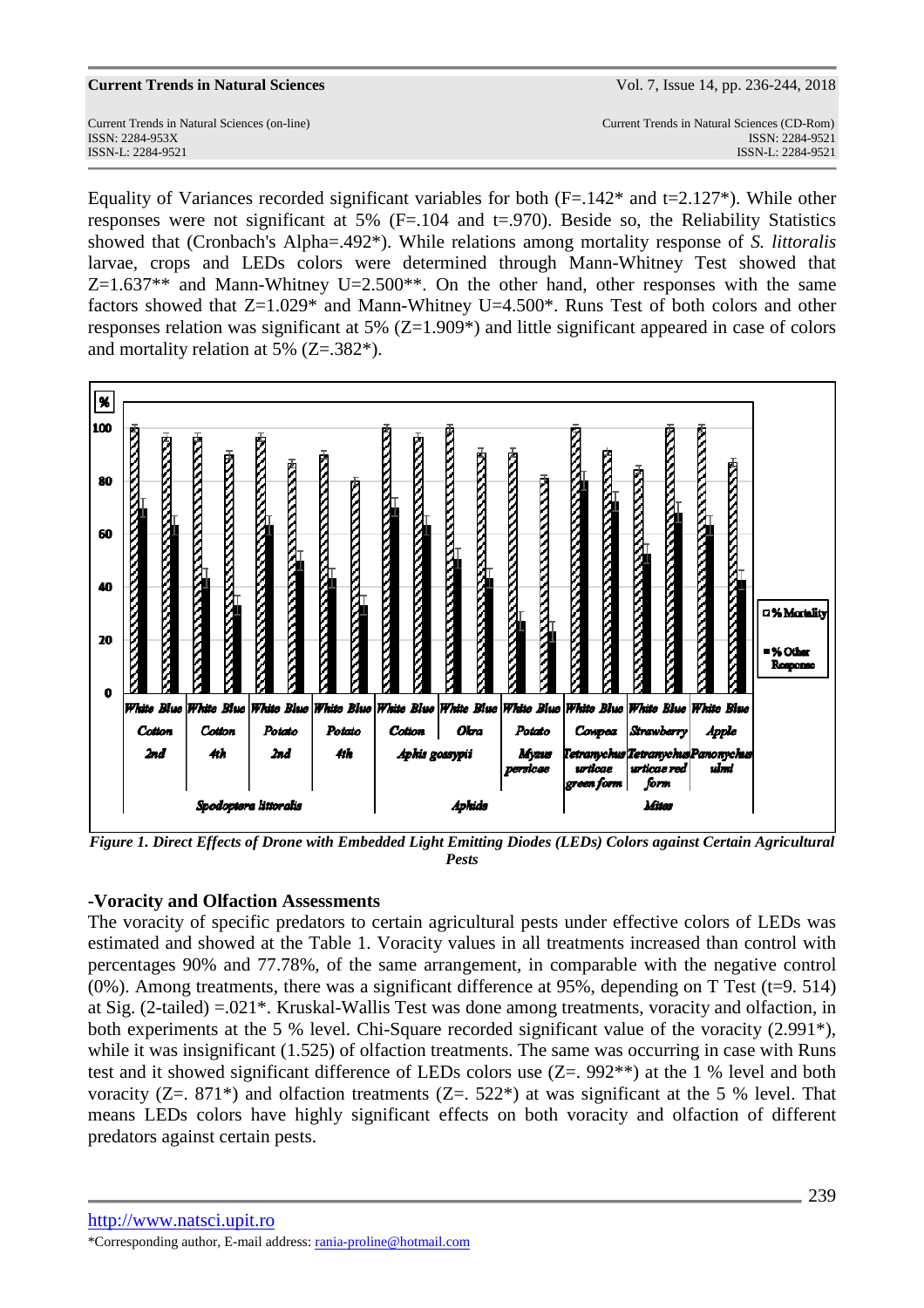Equality of Variances recorded significant variables for both (F=.142* and t=2.127*). While other responses were not significant at 5% (F=.104 and t=.970). Beside so, the Reliability Statistics showed that (Cronbach's Alpha=.492*). While relations among mortality response of *S. littoralis* larvae, crops and LEDs colors were determined through Mann-Whitney Test showed that Z=1.637** and Mann-Whitney U=2.500**. On the other hand, other responses with the same factors showed that Z=1.029* and Mann-Whitney U=4.500*. Runs Test of both colors and other responses relation was significant at 5% (Z=1.909*) and little significant appeared in case of colors and mortality relation at 5% (Z=.382*).

***Figure 1. Direct Effects of Drone with Embedded Light Emitting Diodes (LEDs) Colors against Certain Agricultural Pests***

**-Voracity and Olfaction Assessments**

The voracity of specific predators to certain agricultural pests under effective colors of LEDs was estimated and showed at the Table 1. Voracity values in all treatments increased than control with percentages 90% and 77.78%, of the same arrangement, in comparable with the negative control (0%). Among treatments, there was a significant difference at 95%, depending on T Test (t=9. 514) at Sig. (2-tailed) =.021*. Kruskal-Wallis Test was done among treatments, voracity and olfaction, in both experiments at the 5 % level. Chi-Square recorded significant value of the voracity (2.991*), while it was insignificant (1.525) of olfaction treatments. The same was occurring in case with Runs test and it showed significant difference of LEDs colors use (Z=. 992**) at the 1 % level and both voracity (Z=. 871*) and olfaction treatments (Z=. 522*) at was significant at the 5 % level. That means LEDs colors have highly significant effects on both voracity and olfaction of different predators against certain pests.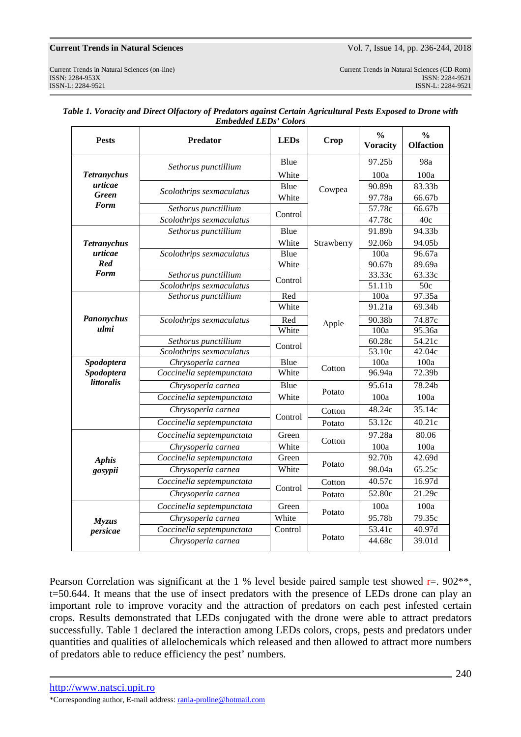***Table 1. Voracity and Direct Olfactory of Predators against Certain Agricultural Pests Exposed to Drone with Embedded LEDs' Colors***

| Pests | Predator | LEDs | Crop | % Voracity | % Olfaction |
|---|---|---|---|---|---|
| ***Tetranychus urticae Green Form*** | *Sethorus punctillium* | Blue | Cowpea | 97.25b | 98a |
| | | White | | 100a | 100a |
| | *Scolothrips sexmaculatus* | Blue | | 90.89b | 83.33b |
| | | White | | 97.78a | 66.67b |
| | *Sethorus punctillium* | Control | Control | 57.78c | 66.67b |
| | *Scolothrips sexmaculatus* | | | 47.78c | 40c |
| ***Tetranychus urticae Red Form*** | *Sethorus punctillium* | Blue | Strawberry | 91.89b | 94.33b |
| | | White | | 92.06b | 94.05b |
| | *Scolothrips sexmaculatus* | Blue | | 100a | 96.67a |
| | | White | | 90.67b | 89.69a |
| | *Sethorus punctillium* | Control | | 33.33c | 63.33c |
| | *Scolothrips sexmaculatus* | | | 51.11b | 50c |
| ***Panonychus ulmi*** | *Sethorus punctillium* | Red | Apple | 100a | 97.35a |
| | | White | | 91.21a | 69.34b |
| | *Scolothrips sexmaculatus* | Red | | 90.38b | 74.87c |
| | | White | | 100a | 95.36a |
| | *Sethorus punctillium* | Control | | 60.28c | 54.21c |
| | *Scolothrips sexmaculatus* | | | 53.10c | 42.04c |
| ***Spodoptera Spodoptera littoralis*** | *Chrysoperla carnea* | Blue | Cotton | 100a | 100a |
| | *Coccinella septempunctata* | White | | 96.94a | 72.39b |
| | *Chrysoperla carnea* | Blue | Potato | 95.61a | 78.24b |
| | *Coccinella septempunctata* | White | | 100a | 100a |
| | *Chrysoperla carnea* | Control | Cotton | 48.24c | 35.14c |
| | *Coccinella septempunctata* | | Potato | 53.12c | 40.21c |
| ***Aphis gosypii*** | *Coccinella septempunctata* | Green | Cotton | 97.28a | 80.06 |
| | *Chrysoperla carnea* | White | | 100a | 100a |
| | *Coccinella septempunctata* | Green | Potato | 92.70b | 42.69d |
| | *Chrysoperla carnea* | White | | 98.04a | 65.25c |
| | *Coccinella septempunctata* | Control | Cotton | 40.57c | 16.97d |
| | *Chrysoperla carnea* | | Potato | 52.80c | 21.29c |
| ***Myzus persicae*** | *Coccinella septempunctata* | Green | Potato | 100a | 100a |
| | *Chrysoperla carnea* | White | | 95.78b | 79.35c |
| | *Coccinella septempunctata* | Control | Potato | 53.41c | 40.97d |
| | *Chrysoperla carnea* | | | 44.68c | 39.01d |

Pearson Correlation was significant at the 1 % level beside paired sample test showed r=. 902**, t=50.644. It means that the use of insect predators with the presence of LEDs drone can play an important role to improve voracity and the attraction of predators on each pest infested certain crops. Results demonstrated that LEDs conjugated with the drone were able to attract predators successfully. Table 1 declared the interaction among LEDs colors, crops, pests and predators under quantities and qualities of allelochemicals which released and then allowed to attract more numbers of predators able to reduce efficiency the pest' numbers.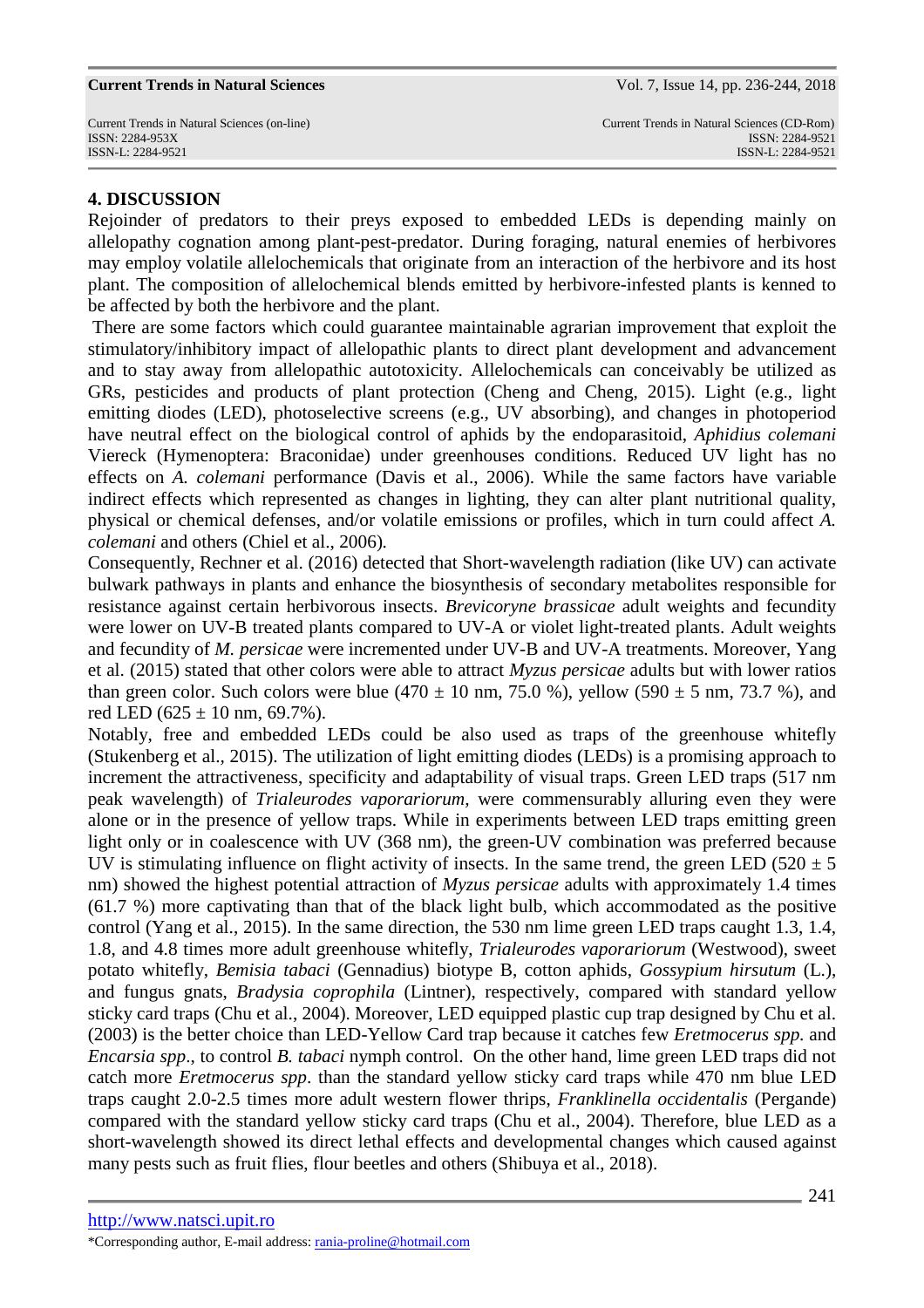## 4. DISCUSSION

Rejoinder of predators to their preys exposed to embedded LEDs is depending mainly on allelopathy cognation among plant-pest-predator. During foraging, natural enemies of herbivores may employ volatile allelochemicals that originate from an interaction of the herbivore and its host plant. The composition of allelochemical blends emitted by herbivore-infested plants is kenned to be affected by both the herbivore and the plant.

There are some factors which could guarantee maintainable agrarian improvement that exploit the stimulatory/inhibitory impact of allelopathic plants to direct plant development and advancement and to stay away from allelopathic autotoxicity. Allelochemicals can conceivably be utilized as GRs, pesticides and products of plant protection (Cheng and Cheng, 2015). Light (e.g., light emitting diodes (LED), photoselective screens (e.g., UV absorbing), and changes in photoperiod have neutral effect on the biological control of aphids by the endoparasitoid, *Aphidius colemani* Viereck (Hymenoptera: Braconidae) under greenhouses conditions. Reduced UV light has no effects on *A. colemani* performance (Davis et al., 2006). While the same factors have variable indirect effects which represented as changes in lighting, they can alter plant nutritional quality, physical or chemical defenses, and/or volatile emissions or profiles, which in turn could affect *A. colemani* and others (Chiel et al., 2006).

Consequently, Rechner et al. (2016) detected that Short-wavelength radiation (like UV) can activate bulwark pathways in plants and enhance the biosynthesis of secondary metabolites responsible for resistance against certain herbivorous insects. *Brevicoryne brassicae* adult weights and fecundity were lower on UV-B treated plants compared to UV-A or violet light-treated plants. Adult weights and fecundity of *M. persicae* were incremented under UV-B and UV-A treatments. Moreover, Yang et al. (2015) stated that other colors were able to attract *Myzus persicae* adults but with lower ratios than green color. Such colors were blue (470 ± 10 nm, 75.0 %), yellow (590 ± 5 nm, 73.7 %), and red LED (625 ± 10 nm, 69.7%).

Notably, free and embedded LEDs could be also used as traps of the greenhouse whitefly (Stukenberg et al., 2015). The utilization of light emitting diodes (LEDs) is a promising approach to increment the attractiveness, specificity and adaptability of visual traps. Green LED traps (517 nm peak wavelength) of *Trialeurodes vaporariorum*, were commensurably alluring even they were alone or in the presence of yellow traps. While in experiments between LED traps emitting green light only or in coalescence with UV (368 nm), the green-UV combination was preferred because UV is stimulating influence on flight activity of insects. In the same trend, the green LED (520 ± 5 nm) showed the highest potential attraction of *Myzus persicae* adults with approximately 1.4 times (61.7 %) more captivating than that of the black light bulb, which accommodated as the positive control (Yang et al., 2015). In the same direction, the 530 nm lime green LED traps caught 1.3, 1.4, 1.8, and 4.8 times more adult greenhouse whitefly, *Trialeurodes vaporariorum* (Westwood), sweet potato whitefly, *Bemisia tabaci* (Gennadius) biotype B, cotton aphids, *Gossypium hirsutum* (L.), and fungus gnats, *Bradysia coprophila* (Lintner), respectively, compared with standard yellow sticky card traps (Chu et al., 2004). Moreover, LED equipped plastic cup trap designed by Chu et al. (2003) is the better choice than LED-Yellow Card trap because it catches few *Eretmocerus spp.* and *Encarsia spp*., to control *B. tabaci* nymph control. On the other hand, lime green LED traps did not catch more *Eretmocerus spp*. than the standard yellow sticky card traps while 470 nm blue LED traps caught 2.0-2.5 times more adult western flower thrips, *Franklinella occidentalis* (Pergande) compared with the standard yellow sticky card traps (Chu et al., 2004). Therefore, blue LED as a short-wavelength showed its direct lethal effects and developmental changes which caused against many pests such as fruit flies, flour beetles and others (Shibuya et al., 2018).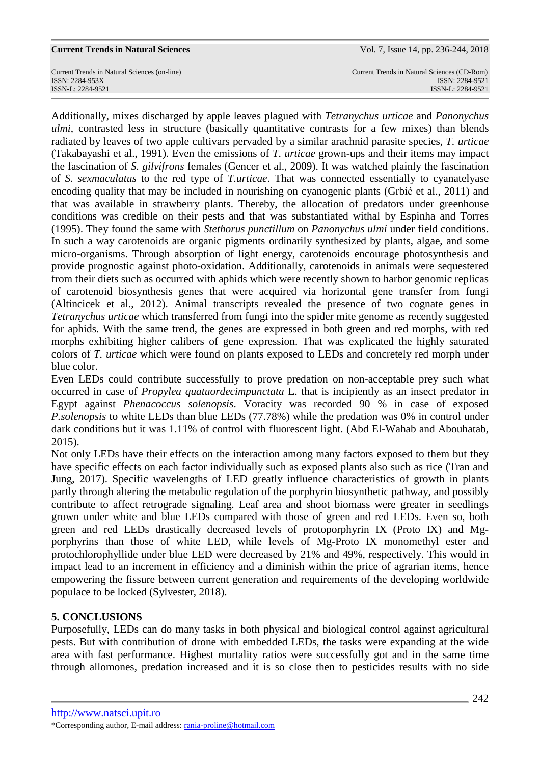Additionally, mixes discharged by apple leaves plagued with *Tetranychus urticae* and *Panonychus ulmi*, contrasted less in structure (basically quantitative contrasts for a few mixes) than blends radiated by leaves of two apple cultivars pervaded by a similar arachnid parasite species, *T. urticae* (Takabayashi et al., 1991). Even the emissions of *T. urticae* grown-ups and their items may impact the fascination of *S. gilvifrons* females (Gencer et al., 2009). It was watched plainly the fascination of *S. sexmaculatus* to the red type of *T.urticae*. That was connected essentially to cyanatelyase encoding quality that may be included in nourishing on cyanogenic plants (Grbić et al., 2011) and that was available in strawberry plants. Thereby, the allocation of predators under greenhouse conditions was credible on their pests and that was substantiated withal by Espinha and Torres (1995). They found the same with *Stethorus punctillum* on *Panonychus ulmi* under field conditions. In such a way carotenoids are organic pigments ordinarily synthesized by plants, algae, and some micro-organisms. Through absorption of light energy, carotenoids encourage photosynthesis and provide prognostic against photo-oxidation. Additionally, carotenoids in animals were sequestered from their diets such as occurred with aphids which were recently shown to harbor genomic replicas of carotenoid biosynthesis genes that were acquired via horizontal gene transfer from fungi (Altincicek et al., 2012). Animal transcripts revealed the presence of two cognate genes in *Tetranychus urticae* which transferred from fungi into the spider mite genome as recently suggested for aphids. With the same trend, the genes are expressed in both green and red morphs, with red morphs exhibiting higher calibers of gene expression. That was explicated the highly saturated colors of *T. urticae* which were found on plants exposed to LEDs and concretely red morph under blue color.

Even LEDs could contribute successfully to prove predation on non-acceptable prey such what occurred in case of *Propylea quatuordecimpunctata* L. that is incipiently as an insect predator in Egypt against *Phenacoccus solenopsis*. Voracity was recorded 90 % in case of exposed *P.solenopsis* to white LEDs than blue LEDs (77.78%) while the predation was 0% in control under dark conditions but it was 1.11% of control with fluorescent light. (Abd El-Wahab and Abouhatab, 2015).

Not only LEDs have their effects on the interaction among many factors exposed to them but they have specific effects on each factor individually such as exposed plants also such as rice (Tran and Jung, 2017). Specific wavelengths of LED greatly influence characteristics of growth in plants partly through altering the metabolic regulation of the porphyrin biosynthetic pathway, and possibly contribute to affect retrograde signaling. Leaf area and shoot biomass were greater in seedlings grown under white and blue LEDs compared with those of green and red LEDs. Even so, both green and red LEDs drastically decreased levels of protoporphyrin IX (Proto IX) and Mg-porphyrins than those of white LED, while levels of Mg-Proto IX monomethyl ester and protochlorophyllide under blue LED were decreased by 21% and 49%, respectively. This would in impact lead to an increment in efficiency and a diminish within the price of agrarian items, hence empowering the fissure between current generation and requirements of the developing worldwide populace to be locked (Sylvester, 2018).

## 5. CONCLUSIONS

Purposefully, LEDs can do many tasks in both physical and biological control against agricultural pests. But with contribution of drone with embedded LEDs, the tasks were expanding at the wide area with fast performance. Highest mortality ratios were successfully got and in the same time through allomones, predation increased and it is so close then to pesticides results with no side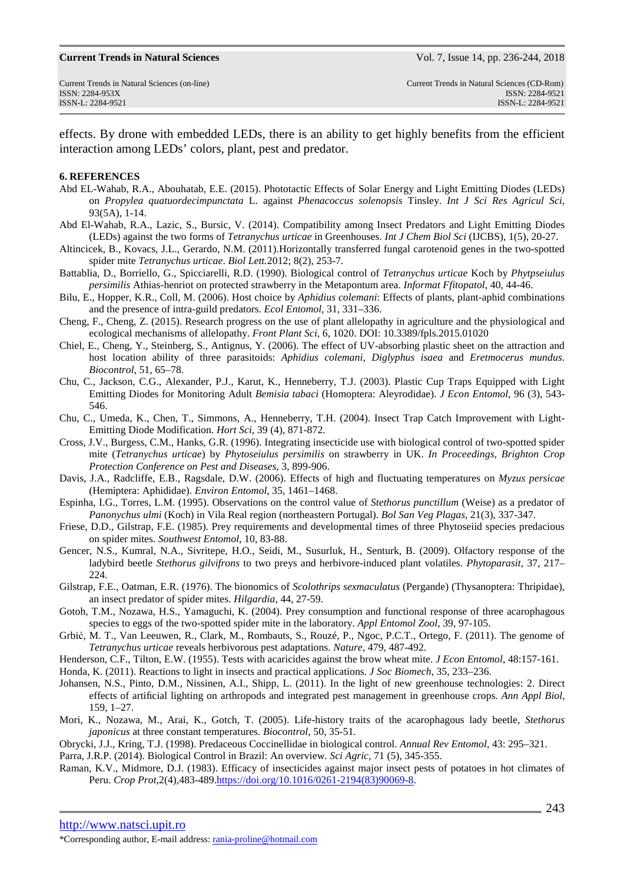effects. By drone with embedded LEDs, there is an ability to get highly benefits from the efficient interaction among LEDs' colors, plant, pest and predator.

## 6. REFERENCES

Abd EL-Wahab, R.A., Abouhatab, E.E. (2015). Phototactic Effects of Solar Energy and Light Emitting Diodes (LEDs) on *Propylea quatuordecimpunctata* L. against *Phenacoccus solenopsis* Tinsley. *Int J Sci Res Agricul Sci*, 93(5A), 1-14.

Abd El-Wahab, R.A., Lazic, S., Bursic, V. (2014). Compatibility among Insect Predators and Light Emitting Diodes (LEDs) against the two forms of *Tetranychus urticae* in Greenhouses. *Int J Chem Biol Sci* (IJCBS), 1(5), 20-27.

Altincicek, B., Kovacs, J.L., Gerardo, N.M. (2011).Horizontally transferred fungal carotenoid genes in the two-spotted spider mite *Tetranychus urticae*. *Biol Lett*.2012; 8(2), 253-7.

Battablia, D., Borriello, G., Spicciarelli, R.D. (1990). Biological control of *Tetranychus urticae* Koch by *Phytpseiulus persimilis* Athias-henriot on protected strawberry in the Metapontum area. *Informat Ffitopatol*, 40, 44-46.

Bilu, E., Hopper, K.R., Coll, M. (2006). Host choice by *Aphidius colemani*: Effects of plants, plant-aphid combinations and the presence of intra-guild predators. *Ecol Entomol*, 31, 331–336.

Cheng, F., Cheng, Z. (2015). Research progress on the use of plant allelopathy in agriculture and the physiological and ecological mechanisms of allelopathy. *Front Plant Sci*, 6, 1020. DOI: 10.3389/fpls.2015.01020

Chiel, E., Cheng, Y., Steinberg, S., Antignus, Y. (2006). The effect of UV-absorbing plastic sheet on the attraction and host location ability of three parasitoids: *Aphidius colemani*, *Diglyphus isaea* and *Eretmocerus mundus*. *Biocontrol*, 51, 65–78.

Chu, C., Jackson, C.G., Alexander, P.J., Karut, K., Henneberry, T.J. (2003). Plastic Cup Traps Equipped with Light Emitting Diodes for Monitoring Adult *Bemisia tabaci* (Homoptera: Aleyrodidae). *J Econ Entomol*, 96 (3), 543-546.

Chu, C., Umeda, K., Chen, T., Simmons, A., Henneberry, T.H. (2004). Insect Trap Catch Improvement with Light-Emitting Diode Modification. *Hort Sci*, 39 (4), 871-872.

Cross, J.V., Burgess, C.M., Hanks, G.R. (1996). Integrating insecticide use with biological control of two-spotted spider mite (*Tetranychus urticae*) by *Phytoseiulus persimilis* on strawberry in UK. *In Proceedings, Brighton Crop Protection Conference on Pest and Diseases*, 3, 899-906.

Davis, J.A., Radcliffe, E.B., Ragsdale, D.W. (2006). Effects of high and fluctuating temperatures on *Myzus persicae* (Hemiptera: Aphididae). *Environ Entomol*, 35, 1461–1468.

Espinha, I.G., Torres, L.M. (1995). Observations on the control value of *Stethorus punctillum* (Weise) as a predator of *Panonychus ulmi* (Koch) in Vila Real region (northeastern Portugal). *Bol San Veg Plagas*, 21(3), 337-347.

Friese, D.D., Gilstrap, F.E. (1985). Prey requirements and developmental times of three Phytoseiid species predacious on spider mites. *Southwest Entomol*, 10, 83-88.

Gencer, N.S., Kumral, N.A., Sivritepe, H.O., Seidi, M., Susurluk, H., Senturk, B. (2009). Olfactory response of the ladybird beetle *Stethorus gilvifrons* to two preys and herbivore-induced plant volatiles. *Phytoparasit*, 37, 217–224.

Gilstrap, F.E., Oatman, E.R. (1976). The bionomics of *Scolothrips sexmaculatus* (Pergande) (Thysanoptera: Thripidae), an insect predator of spider mites. *Hilgardia*, 44, 27-59.

Gotoh, T.M., Nozawa, H.S., Yamaguchi, K. (2004). Prey consumption and functional response of three acarophagous species to eggs of the two-spotted spider mite in the laboratory. *Appl Entomol Zool*, 39, 97-105.

Grbić, M. T., Van Leeuwen, R., Clark, M., Rombauts, S., Rouzé, P., Ngoc, P.C.T., Ortego, F. (2011). The genome of *Tetranychus urticae* reveals herbivorous pest adaptations. *Nature*, 479, 487-492.

Henderson, C.F., Tilton, E.W. (1955). Tests with acaricides against the brow wheat mite. *J Econ Entomol*, 48:157-161.

Honda, K. (2011). Reactions to light in insects and practical applications. *J Soc Biomech*, 35, 233–236.

Johansen, N.S., Pinto, D.M., Nissinen, A.I., Shipp, L. (2011). In the light of new greenhouse technologies: 2. Direct effects of artificial lighting on arthropods and integrated pest management in greenhouse crops. *Ann Appl Biol*, 159, 1–27.

Mori, K., Nozawa, M., Arai, K., Gotch, T. (2005). Life-history traits of the acarophagous lady beetle, *Stethorus japonicus* at three constant temperatures. *Biocontrol*, 50, 35-51.

Obrycki, J.J., Kring, T.J. (1998). Predaceous Coccinellidae in biological control. *Annual Rev Entomol*, 43: 295–321.

Parra, J.R.P. (2014). Biological Control in Brazil: An overview. *Sci Agric*, 71 (5), 345-355.

Raman, K.V., Midmore, D.J. (1983). Efficacy of insecticides against major insect pests of potatoes in hot climates of Peru. *Crop Prot*,2(4),483-489.https://doi.org/10.1016/0261-2194(83)90069-8.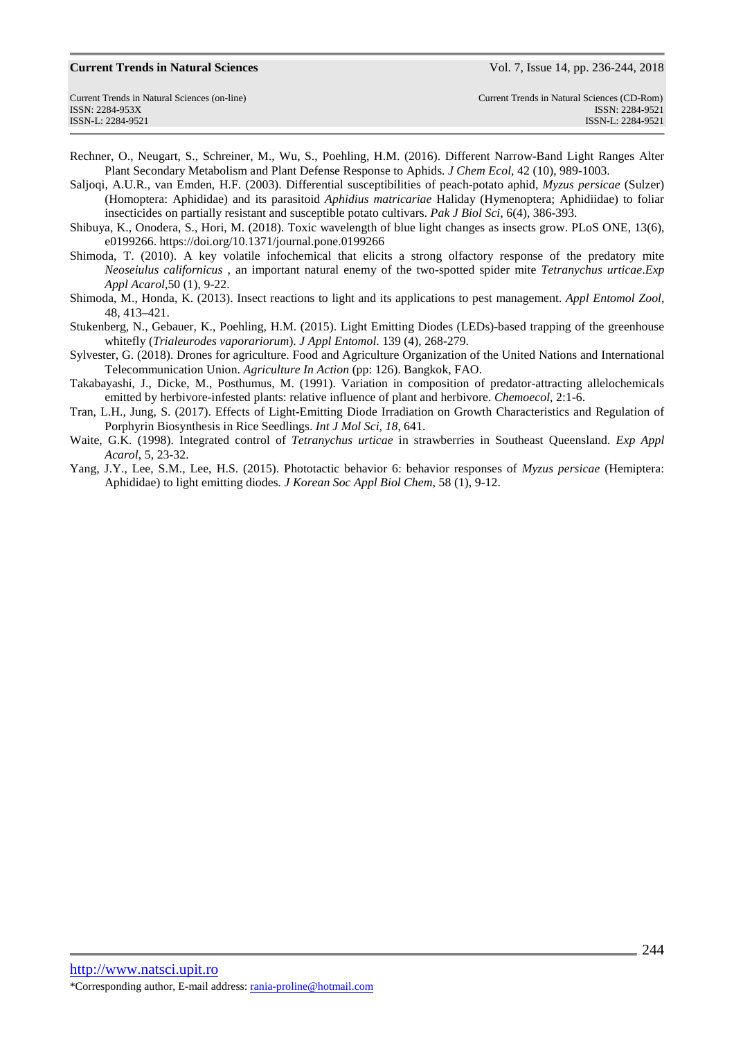Rechner, O., Neugart, S., Schreiner, M., Wu, S., Poehling, H.M. (2016). Different Narrow-Band Light Ranges Alter Plant Secondary Metabolism and Plant Defense Response to Aphids. *J Chem Ecol*, 42 (10), 989-1003.

Saljoqi, A.U.R., van Emden, H.F. (2003). Differential susceptibilities of peach-potato aphid, *Myzus persicae* (Sulzer) (Homoptera: Aphididae) and its parasitoid *Aphidius matricariae* Haliday (Hymenoptera; Aphidiidae) to foliar insecticides on partially resistant and susceptible potato cultivars. *Pak J Biol Sci*, 6(4), 386-393.

Shibuya, K., Onodera, S., Hori, M. (2018). Toxic wavelength of blue light changes as insects grow. PLoS ONE, 13(6), e0199266. https://doi.org/10.1371/journal.pone.0199266

Shimoda, T. (2010). A key volatile infochemical that elicits a strong olfactory response of the predatory mite *Neoseiulus californicus* , an important natural enemy of the two-spotted spider mite *Tetranychus urticae*.*Exp Appl Acarol*,50 (1), 9-22.

Shimoda, M., Honda, K. (2013). Insect reactions to light and its applications to pest management. *Appl Entomol Zool*, 48, 413–421.

Stukenberg, N., Gebauer, K., Poehling, H.M. (2015). Light Emitting Diodes (LEDs)-based trapping of the greenhouse whitefly (*Trialeurodes vaporariorum*). *J Appl Entomol*. 139 (4), 268-279.

Sylvester, G. (2018). Drones for agriculture. Food and Agriculture Organization of the United Nations and International Telecommunication Union. *Agriculture In Action* (pp: 126). Bangkok, FAO.

Takabayashi, J., Dicke, M., Posthumus, M. (1991). Variation in composition of predator-attracting allelochemicals emitted by herbivore-infested plants: relative influence of plant and herbivore. *Chemoecol*, 2:1-6.

Tran, L.H., Jung, S. (2017). Effects of Light-Emitting Diode Irradiation on Growth Characteristics and Regulation of Porphyrin Biosynthesis in Rice Seedlings. *Int J Mol Sci, 18*, 641.

Waite, G.K. (1998). Integrated control of *Tetranychus urticae* in strawberries in Southeast Queensland. *Exp Appl Acarol*, 5, 23-32.

Yang, J.Y., Lee, S.M., Lee, H.S. (2015). Phototactic behavior 6: behavior responses of *Myzus persicae* (Hemiptera: Aphididae) to light emitting diodes. *J Korean Soc Appl Biol Chem*, 58 (1), 9-12.

http://www.natsci.upit.ro

*Corresponding author, E-mail address: rania-proline@hotmail.com